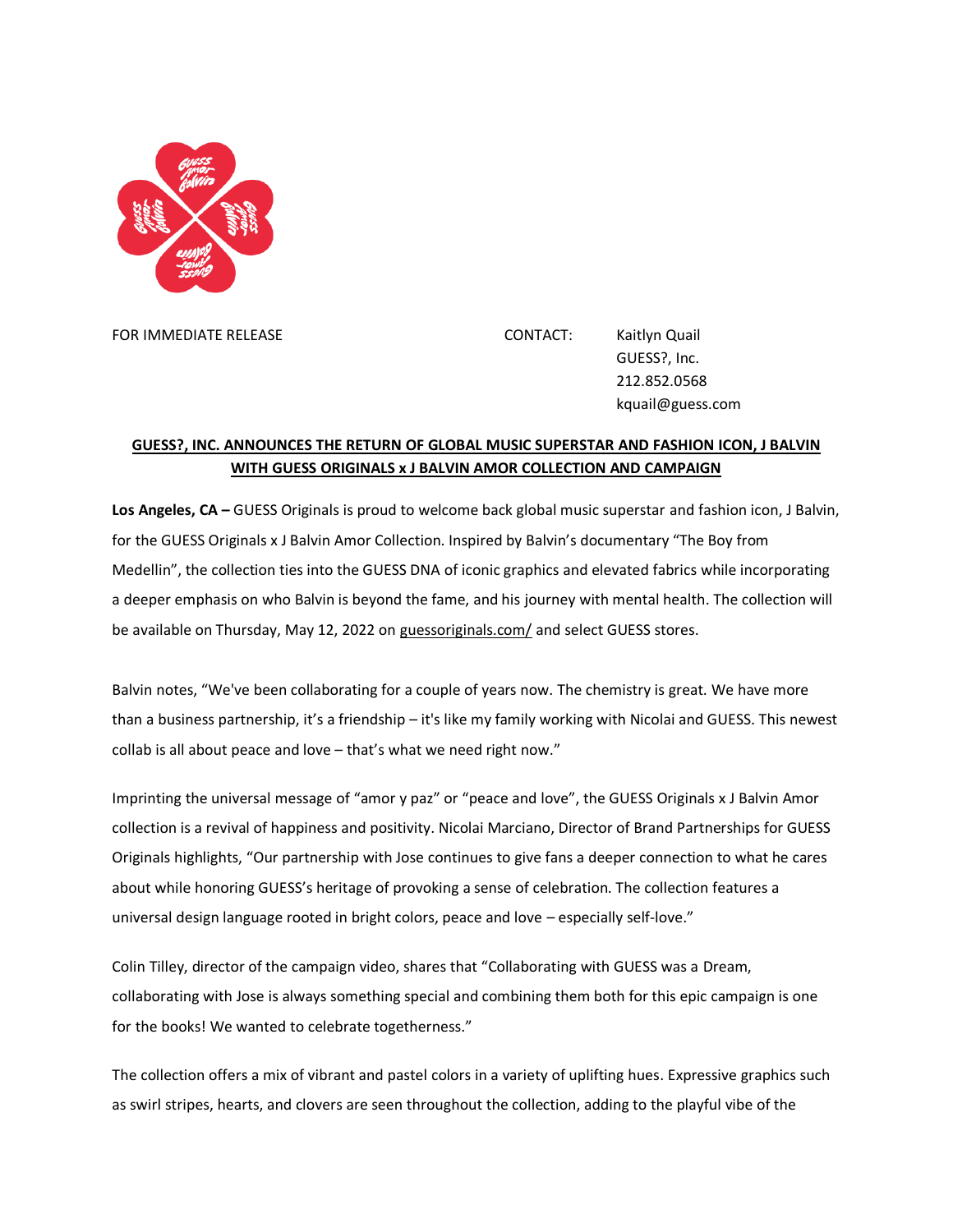FOR IMMEDIATE RELEASE

CONTACT: Kaitlyn Quail
GUESS?, Inc.
212.852.0568
kquail@guess.com

## GUESS?, INC. ANNOUNCES THE RETURN OF GLOBAL MUSIC SUPERSTAR AND FASHION ICON, J BALVIN WITH GUESS ORIGINALS x J BALVIN AMOR COLLECTION AND CAMPAIGN

**Los Angeles, CA –** GUESS Originals is proud to welcome back global music superstar and fashion icon, J Balvin, for the GUESS Originals x J Balvin Amor Collection. Inspired by Balvin's documentary "The Boy from Medellin", the collection ties into the GUESS DNA of iconic graphics and elevated fabrics while incorporating a deeper emphasis on who Balvin is beyond the fame, and his journey with mental health. The collection will be available on Thursday, May 12, 2022 on guessoriginals.com/ and select GUESS stores.

Balvin notes, "We've been collaborating for a couple of years now. The chemistry is great. We have more than a business partnership, it's a friendship – it's like my family working with Nicolai and GUESS. This newest collab is all about peace and love – that's what we need right now."

Imprinting the universal message of "amor y paz" or "peace and love", the GUESS Originals x J Balvin Amor collection is a revival of happiness and positivity. Nicolai Marciano, Director of Brand Partnerships for GUESS Originals highlights, "Our partnership with Jose continues to give fans a deeper connection to what he cares about while honoring GUESS's heritage of provoking a sense of celebration. The collection features a universal design language rooted in bright colors, peace and love – especially self-love."

Colin Tilley, director of the campaign video, shares that "Collaborating with GUESS was a Dream, collaborating with Jose is always something special and combining them both for this epic campaign is one for the books! We wanted to celebrate togetherness."

The collection offers a mix of vibrant and pastel colors in a variety of uplifting hues. Expressive graphics such as swirl stripes, hearts, and clovers are seen throughout the collection, adding to the playful vibe of the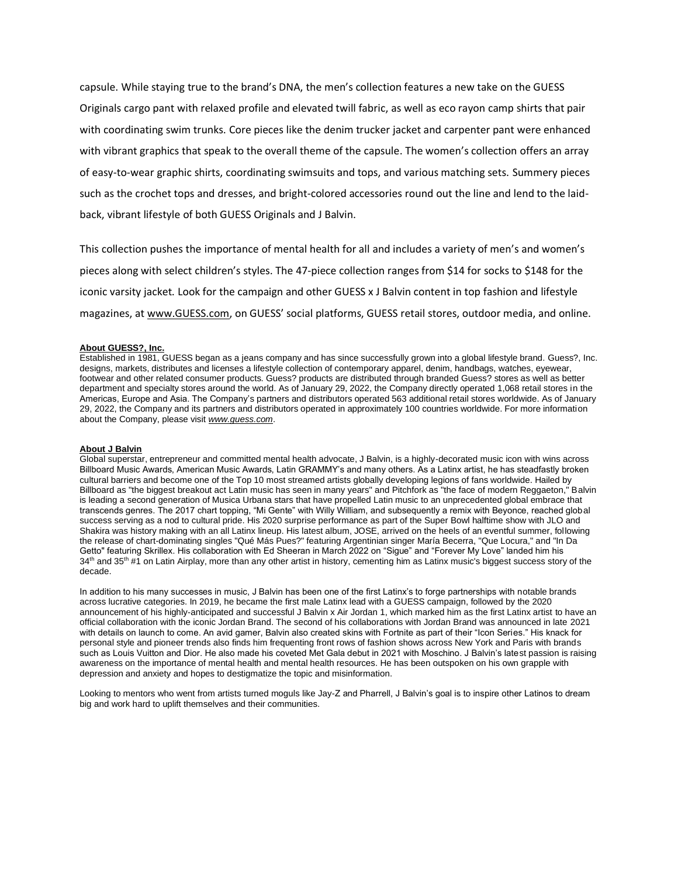capsule. While staying true to the brand's DNA, the men's collection features a new take on the GUESS Originals cargo pant with relaxed profile and elevated twill fabric, as well as eco rayon camp shirts that pair with coordinating swim trunks. Core pieces like the denim trucker jacket and carpenter pant were enhanced with vibrant graphics that speak to the overall theme of the capsule. The women's collection offers an array of easy-to-wear graphic shirts, coordinating swimsuits and tops, and various matching sets. Summery pieces such as the crochet tops and dresses, and bright-colored accessories round out the line and lend to the laid-back, vibrant lifestyle of both GUESS Originals and J Balvin.

This collection pushes the importance of mental health for all and includes a variety of men's and women's pieces along with select children's styles. The 47-piece collection ranges from $14 for socks to $148 for the iconic varsity jacket. Look for the campaign and other GUESS x J Balvin content in top fashion and lifestyle magazines, at www.GUESS.com, on GUESS' social platforms, GUESS retail stores, outdoor media, and online.

**About GUESS?, Inc.**

Established in 1981, GUESS began as a jeans company and has since successfully grown into a global lifestyle brand. Guess?, Inc. designs, markets, distributes and licenses a lifestyle collection of contemporary apparel, denim, handbags, watches, eyewear, footwear and other related consumer products. Guess? products are distributed through branded Guess? stores as well as better department and specialty stores around the world. As of January 29, 2022, the Company directly operated 1,068 retail stores in the Americas, Europe and Asia. The Company's partners and distributors operated 563 additional retail stores worldwide. As of January 29, 2022, the Company and its partners and distributors operated in approximately 100 countries worldwide. For more information about the Company, please visit *www.guess.com*.

**About J Balvin**

Global superstar, entrepreneur and committed mental health advocate, J Balvin, is a highly-decorated music icon with wins across Billboard Music Awards, American Music Awards, Latin GRAMMY's and many others. As a Latinx artist, he has steadfastly broken cultural barriers and become one of the Top 10 most streamed artists globally developing legions of fans worldwide. Hailed by Billboard as "the biggest breakout act Latin music has seen in many years" and Pitchfork as "the face of modern Reggaeton," Balvin is leading a second generation of Musica Urbana stars that have propelled Latin music to an unprecedented global embrace that transcends genres. The 2017 chart topping, "Mi Gente" with Willy William, and subsequently a remix with Beyonce, reached global success serving as a nod to cultural pride. His 2020 surprise performance as part of the Super Bowl halftime show with JLO and Shakira was history making with an all Latinx lineup. His latest album, JOSE, arrived on the heels of an eventful summer, following the release of chart-dominating singles "Qué Más Pues?" featuring Argentinian singer María Becerra, "Que Locura," and "In Da Getto" featuring Skrillex. His collaboration with Ed Sheeran in March 2022 on "Sigue" and "Forever My Love" landed him his 34th and 35th #1 on Latin Airplay, more than any other artist in history, cementing him as Latinx music's biggest success story of the decade.

In addition to his many successes in music, J Balvin has been one of the first Latinx's to forge partnerships with notable brands across lucrative categories. In 2019, he became the first male Latinx lead with a GUESS campaign, followed by the 2020 announcement of his highly-anticipated and successful J Balvin x Air Jordan 1, which marked him as the first Latinx artist to have an official collaboration with the iconic Jordan Brand. The second of his collaborations with Jordan Brand was announced in late 2021 with details on launch to come. An avid gamer, Balvin also created skins with Fortnite as part of their "Icon Series." His knack for personal style and pioneer trends also finds him frequenting front rows of fashion shows across New York and Paris with brands such as Louis Vuitton and Dior. He also made his coveted Met Gala debut in 2021 with Moschino. J Balvin's latest passion is raising awareness on the importance of mental health and mental health resources. He has been outspoken on his own grapple with depression and anxiety and hopes to destigmatize the topic and misinformation.

Looking to mentors who went from artists turned moguls like Jay-Z and Pharrell, J Balvin's goal is to inspire other Latinos to dream big and work hard to uplift themselves and their communities.